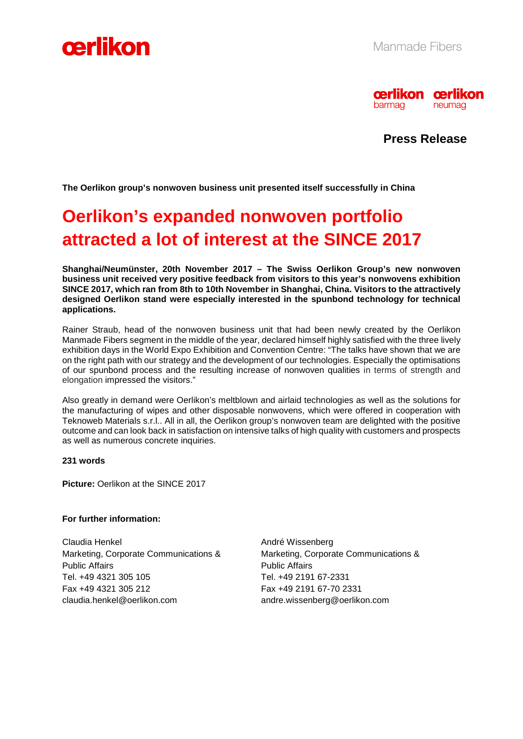Manmade Fibers

**Press Release**

**The Oerlikon group's nonwoven business unit presented itself successfully in China**

# Oerlikon's expanded nonwoven portfolio attracted a lot of interest at the SINCE 2017

**Shanghai/Neumünster, 20th November 2017 – The Swiss Oerlikon Group's new nonwoven business unit received very positive feedback from visitors to this year's nonwovens exhibition SINCE 2017, which ran from 8th to 10th November in Shanghai, China. Visitors to the attractively designed Oerlikon stand were especially interested in the spunbond technology for technical applications.**

Rainer Straub, head of the nonwoven business unit that had been newly created by the Oerlikon Manmade Fibers segment in the middle of the year, declared himself highly satisfied with the three lively exhibition days in the World Expo Exhibition and Convention Centre: "The talks have shown that we are on the right path with our strategy and the development of our technologies. Especially the optimisations of our spunbond process and the resulting increase of nonwoven qualities in terms of strength and elongation impressed the visitors."

Also greatly in demand were Oerlikon's meltblown and airlaid technologies as well as the solutions for the manufacturing of wipes and other disposable nonwovens, which were offered in cooperation with Teknoweb Materials s.r.l.. All in all, the Oerlikon group's nonwoven team are delighted with the positive outcome and can look back in satisfaction on intensive talks of high quality with customers and prospects as well as numerous concrete inquiries.

**231 words**

**Picture:** Oerlikon at the SINCE 2017

**For further information:**

Claudia Henkel
Marketing, Corporate Communications & Public Affairs
Tel. +49 4321 305 105
Fax +49 4321 305 212
claudia.henkel@oerlikon.com

André Wissenberg
Marketing, Corporate Communications & Public Affairs
Tel. +49 2191 67-2331
Fax +49 2191 67-70 2331
andre.wissenberg@oerlikon.com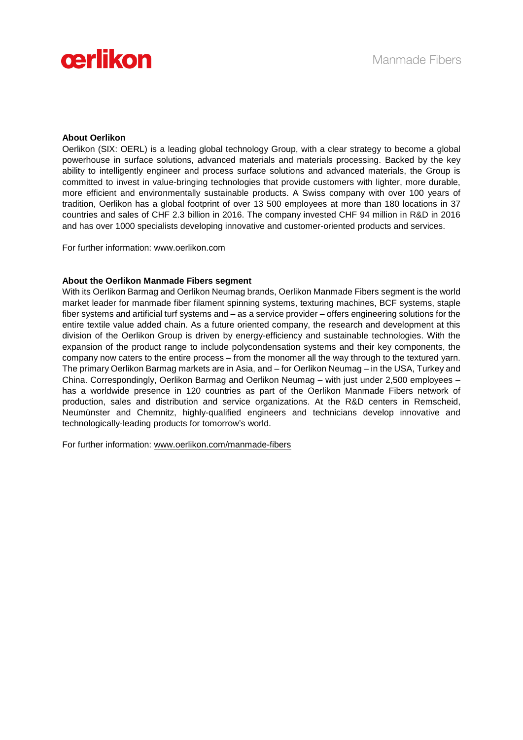**About Oerlikon**

Oerlikon (SIX: OERL) is a leading global technology Group, with a clear strategy to become a global powerhouse in surface solutions, advanced materials and materials processing. Backed by the key ability to intelligently engineer and process surface solutions and advanced materials, the Group is committed to invest in value-bringing technologies that provide customers with lighter, more durable, more efficient and environmentally sustainable products. A Swiss company with over 100 years of tradition, Oerlikon has a global footprint of over 13 500 employees at more than 180 locations in 37 countries and sales of CHF 2.3 billion in 2016. The company invested CHF 94 million in R&D in 2016 and has over 1000 specialists developing innovative and customer-oriented products and services.

For further information: www.oerlikon.com

**About the Oerlikon Manmade Fibers segment**

With its Oerlikon Barmag and Oerlikon Neumag brands, Oerlikon Manmade Fibers segment is the world market leader for manmade fiber filament spinning systems, texturing machines, BCF systems, staple fiber systems and artificial turf systems and – as a service provider – offers engineering solutions for the entire textile value added chain. As a future oriented company, the research and development at this division of the Oerlikon Group is driven by energy-efficiency and sustainable technologies. With the expansion of the product range to include polycondensation systems and their key components, the company now caters to the entire process – from the monomer all the way through to the textured yarn. The primary Oerlikon Barmag markets are in Asia, and – for Oerlikon Neumag – in the USA, Turkey and China. Correspondingly, Oerlikon Barmag and Oerlikon Neumag – with just under 2,500 employees – has a worldwide presence in 120 countries as part of the Oerlikon Manmade Fibers network of production, sales and distribution and service organizations. At the R&D centers in Remscheid, Neumünster and Chemnitz, highly-qualified engineers and technicians develop innovative and technologically-leading products for tomorrow's world.

For further information: www.oerlikon.com/manmade-fibers